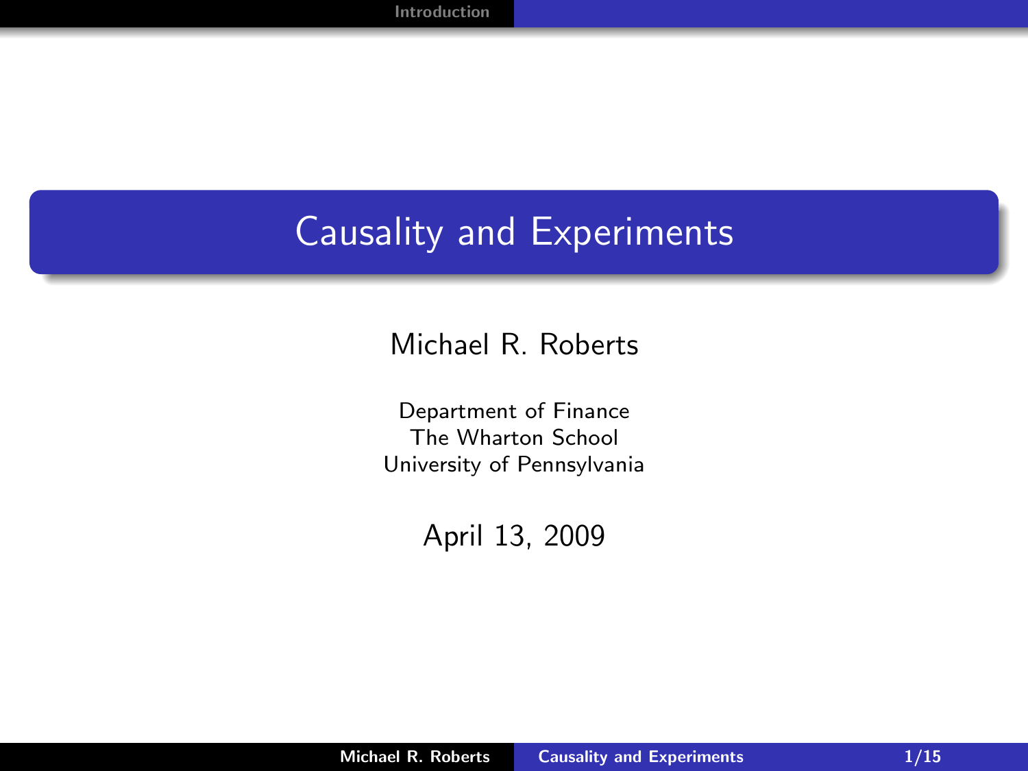# Causality and Experiments

Michael R. Roberts

Department of Finance
The Wharton School
University of Pennsylvania

April 13, 2009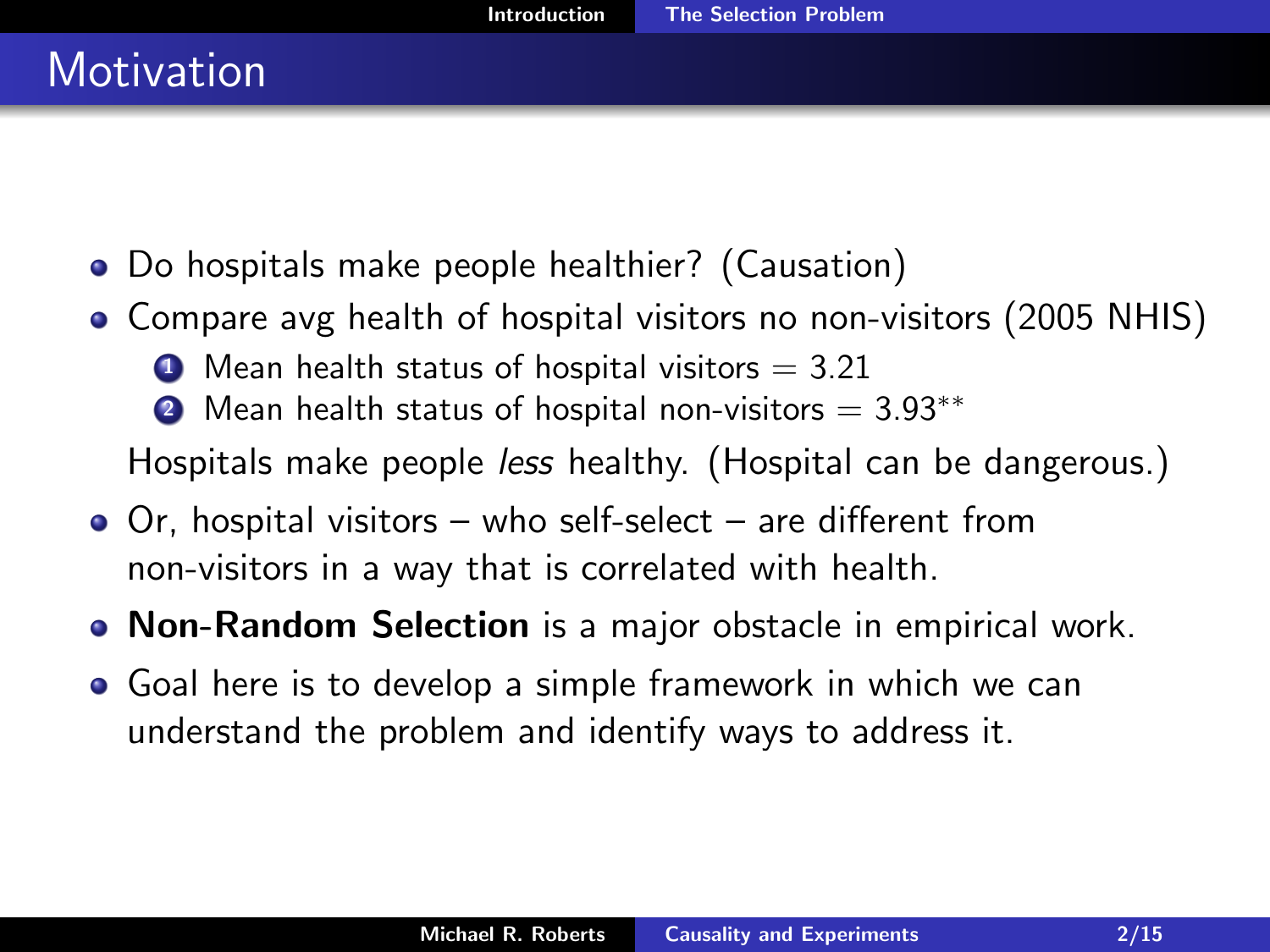## Motivation

- Do hospitals make people healthier? (Causation)
- Compare avg health of hospital visitors no non-visitors (2005 NHIS)
  1. Mean health status of hospital visitors = 3.21
  2. Mean health status of hospital non-visitors = 3.93**

  Hospitals make people *less* healthy. (Hospital can be dangerous.)
- Or, hospital visitors – who self-select – are different from non-visitors in a way that is correlated with health.
- **Non-Random Selection** is a major obstacle in empirical work.
- Goal here is to develop a simple framework in which we can understand the problem and identify ways to address it.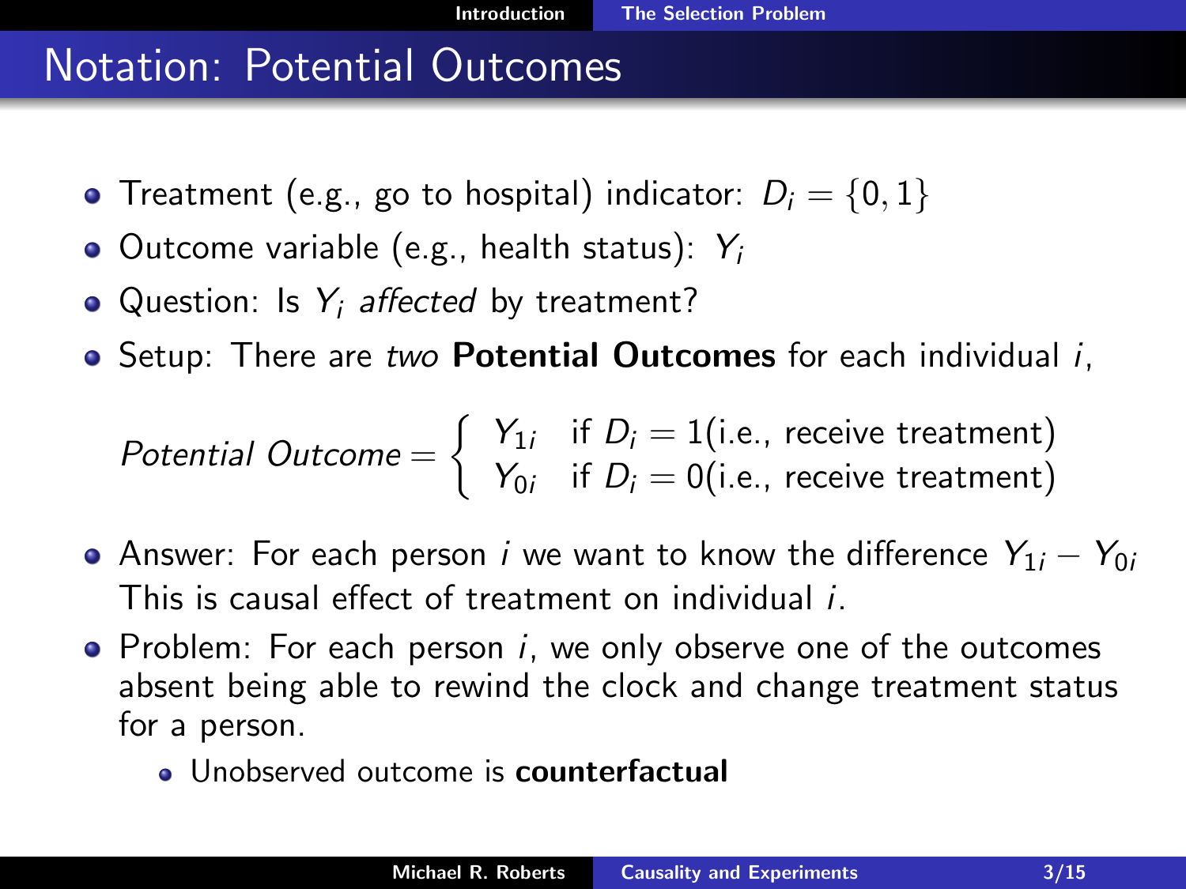# Notation: Potential Outcomes

- Treatment (e.g., go to hospital) indicator: $D_i = \{0, 1\}$
- Outcome variable (e.g., health status): $Y_i$
- Question: Is $Y_i$ *affected* by treatment?
- Setup: There are *two* **Potential Outcomes** for each individual $i$,

$$Potential\ Outcome = \begin{cases} Y_{1i} & \text{if } D_i = 1 \text{(i.e., receive treatment)} \\ Y_{0i} & \text{if } D_i = 0 \text{(i.e., receive treatment)} \end{cases}$$

- Answer: For each person $i$ we want to know the difference $Y_{1i} - Y_{0i}$ This is causal effect of treatment on individual $i$.
- Problem: For each person $i$, we only observe one of the outcomes absent being able to rewind the clock and change treatment status for a person.
  - Unobserved outcome is **counterfactual**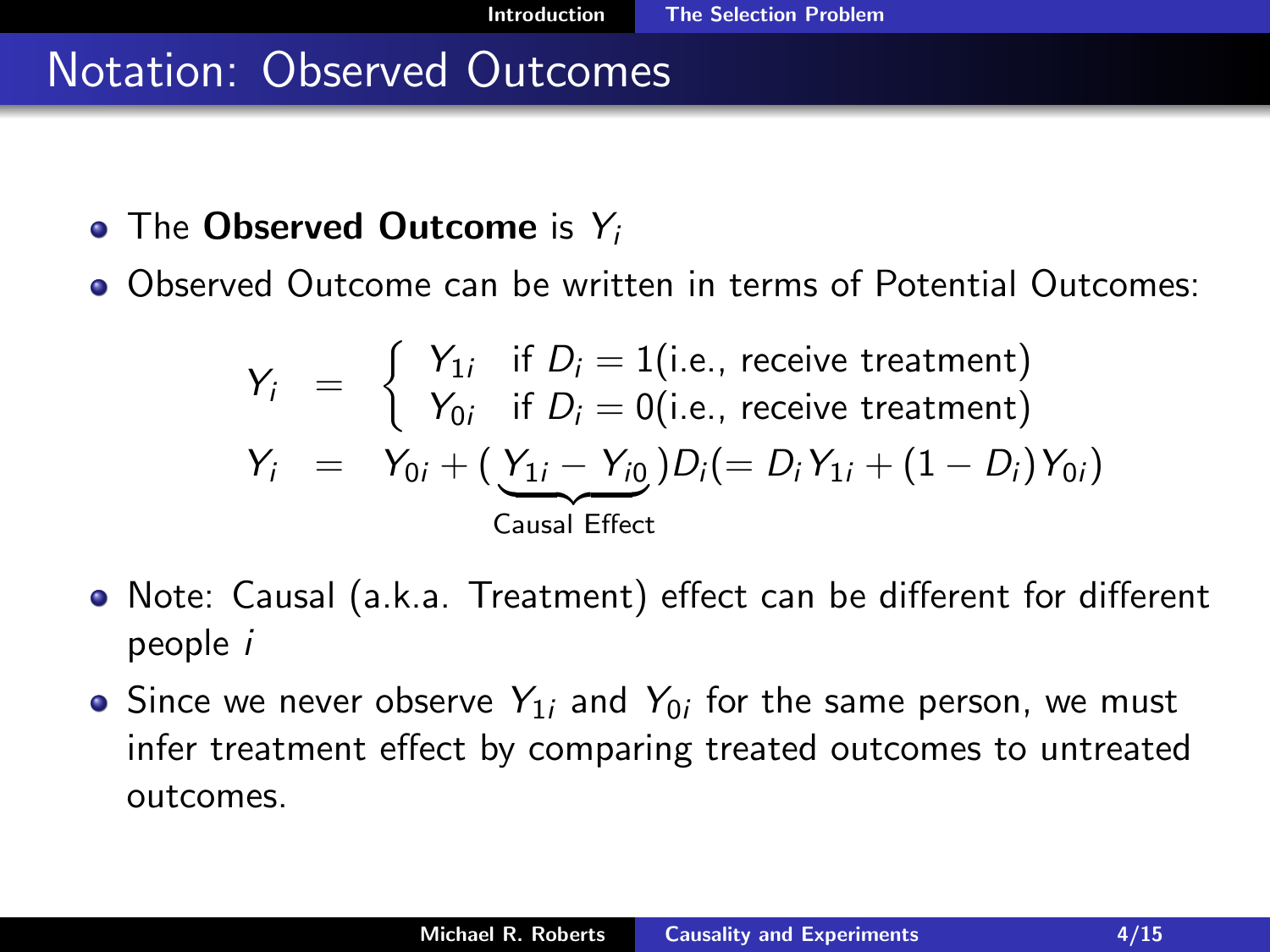# Notation: Observed Outcomes

- The **Observed Outcome** is $Y_i$
- Observed Outcome can be written in terms of Potential Outcomes:

$$
\begin{aligned}
Y_i &= \begin{cases} Y_{1i} & \text{if } D_i = 1 (\text{i.e., receive treatment}) \\ Y_{0i} & \text{if } D_i = 0 (\text{i.e., receive treatment}) \end{cases} \\
Y_i &= Y_{0i} + (\underbrace{Y_{1i} - Y_{i0}}_{\text{Causal Effect}}) D_i (= D_i Y_{1i} + (1 - D_i) Y_{0i})
\end{aligned}
$$

- Note: Causal (a.k.a. Treatment) effect can be different for different people $i$
- Since we never observe $Y_{1i}$ and $Y_{0i}$ for the same person, we must infer treatment effect by comparing treated outcomes to untreated outcomes.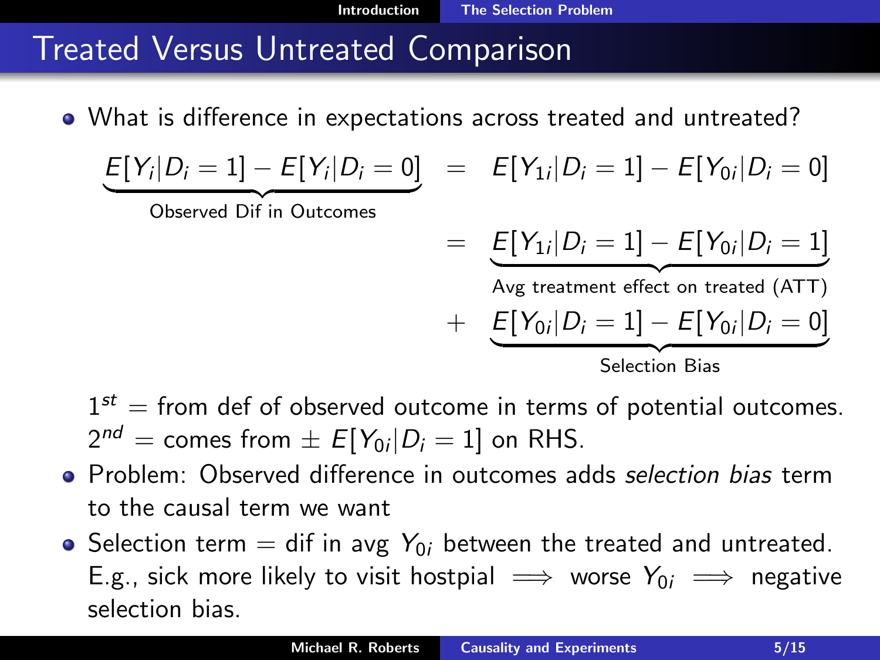# Treated Versus Untreated Comparison

- What is difference in expectations across treated and untreated?

$$
\begin{aligned}
\underbrace{E[Y_i|D_i=1] - E[Y_i|D_i=0]}_{\text{Observed Dif in Outcomes}} &= E[Y_{1i}|D_i=1] - E[Y_{0i}|D_i=0] \\
&= \underbrace{E[Y_{1i}|D_i=1] - E[Y_{0i}|D_i=1]}_{\text{Avg treatment effect on treated (ATT)}} \\
&+ \underbrace{E[Y_{0i}|D_i=1] - E[Y_{0i}|D_i=0]}_{\text{Selection Bias}}
\end{aligned}
$$

  $1^{st}$ = from def of observed outcome in terms of potential outcomes.
  $2^{nd}$ = comes from $\pm\ E[Y_{0i}|D_i=1]$ on RHS.

- Problem: Observed difference in outcomes adds *selection bias* term to the causal term we want
- Selection term = dif in avg $Y_{0i}$ between the treated and untreated. E.g., sick more likely to visit hostpial $\implies$ worse $Y_{0i}$ $\implies$ negative selection bias.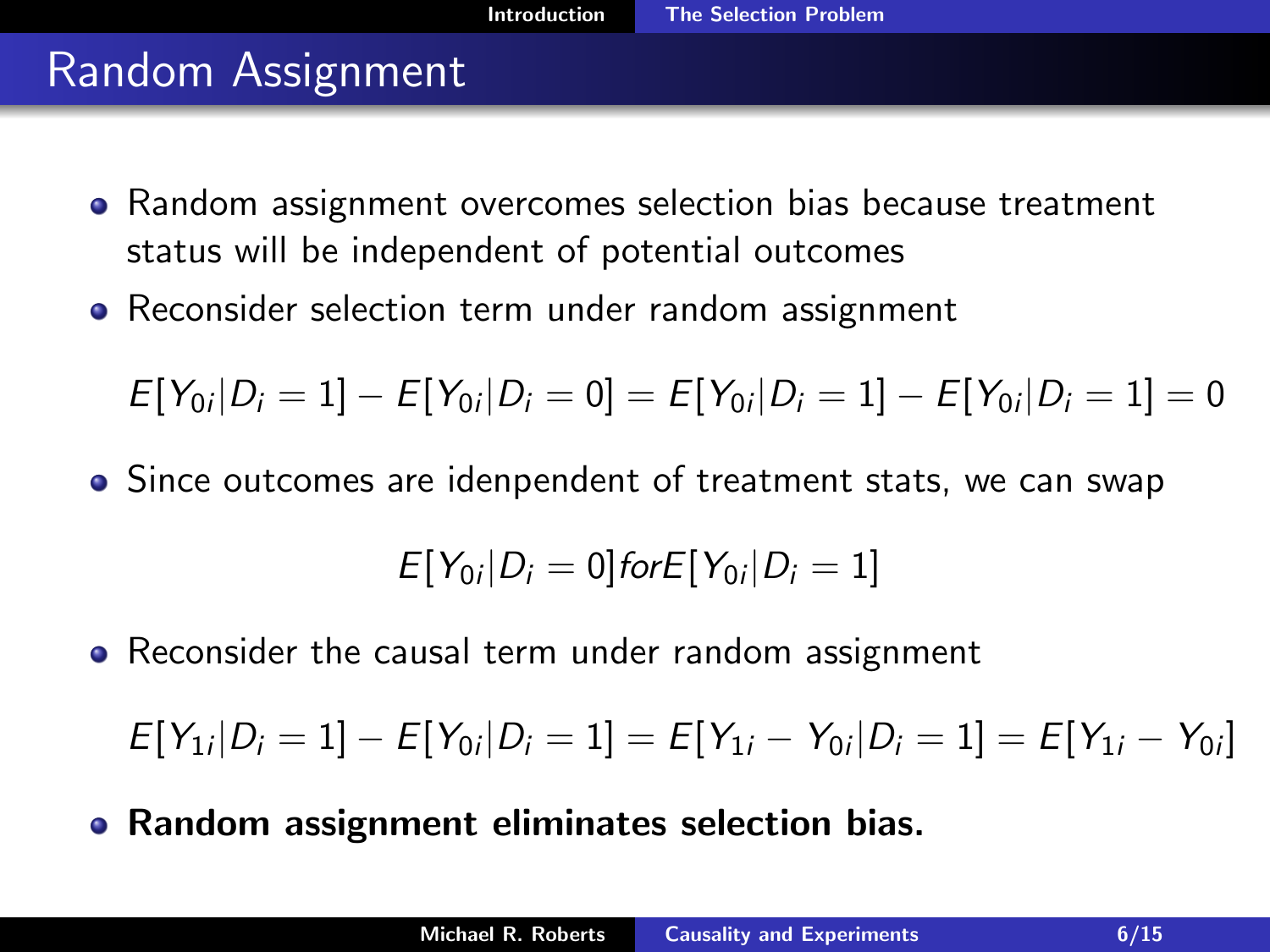# Random Assignment

- Random assignment overcomes selection bias because treatment status will be independent of potential outcomes
- Reconsider selection term under random assignment

$$E[Y_{0i}|D_i = 1] - E[Y_{0i}|D_i = 0] = E[Y_{0i}|D_i = 1] - E[Y_{0i}|D_i = 1] = 0$$

- Since outcomes are idenpendent of treatment stats, we can swap

$$E[Y_{0i}|D_i = 0] for E[Y_{0i}|D_i = 1]$$

- Reconsider the causal term under random assignment

$$E[Y_{1i}|D_i = 1] - E[Y_{0i}|D_i = 1] = E[Y_{1i} - Y_{0i}|D_i = 1] = E[Y_{1i} - Y_{0i}]$$

- **Random assignment eliminates selection bias.**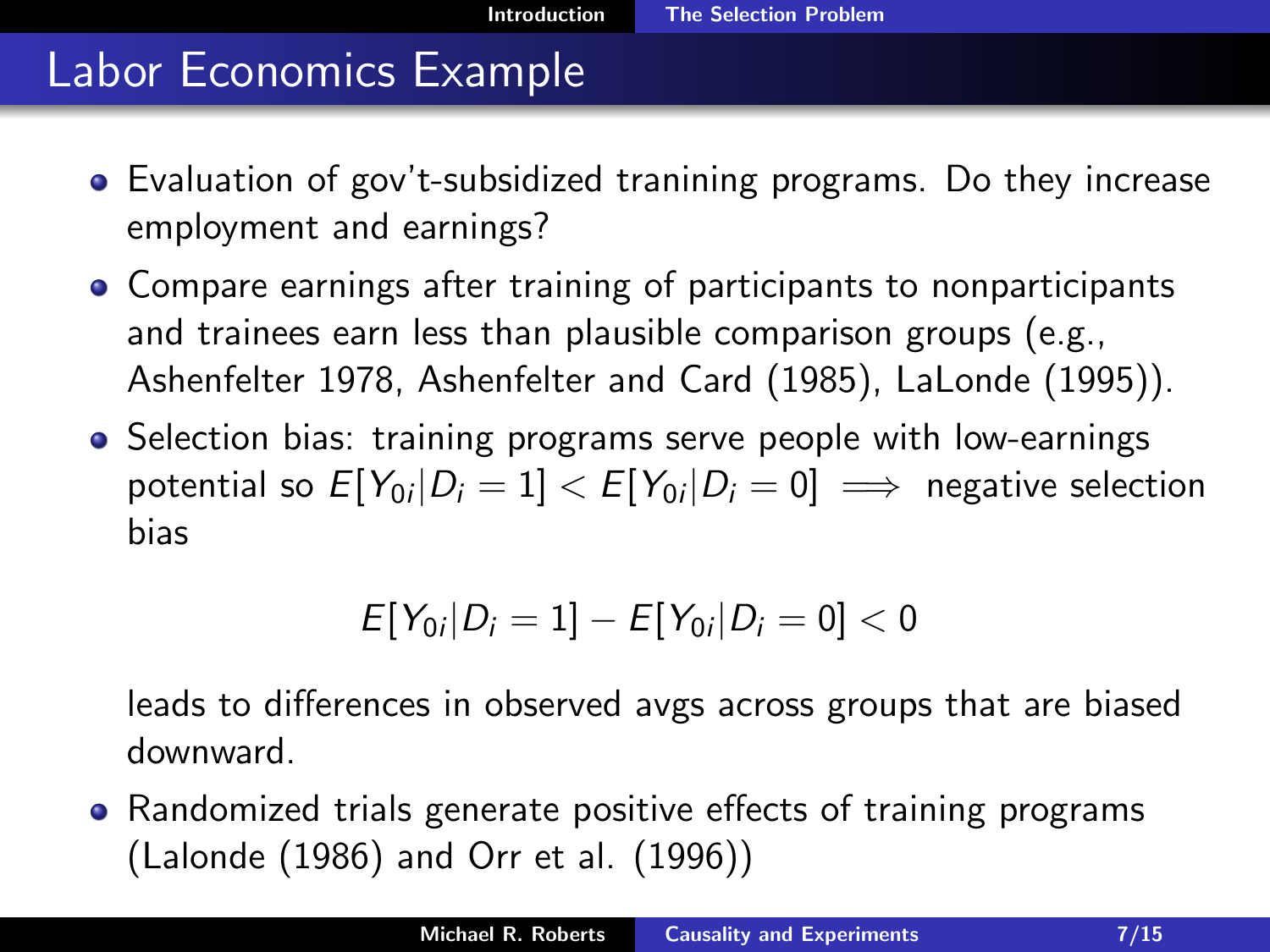# Labor Economics Example

- Evaluation of gov't-subsidized tranining programs. Do they increase employment and earnings?
- Compare earnings after training of participants to nonparticipants and trainees earn less than plausible comparison groups (e.g., Ashenfelter 1978, Ashenfelter and Card (1985), LaLonde (1995)).
- Selection bias: training programs serve people with low-earnings potential so $E[Y_{0i}|D_i = 1] < E[Y_{0i}|D_i = 0] \implies$ negative selection bias

  $$E[Y_{0i}|D_i = 1] - E[Y_{0i}|D_i = 0] < 0$$

  leads to differences in observed avgs across groups that are biased downward.
- Randomized trials generate positive effects of training programs (Lalonde (1986) and Orr et al. (1996))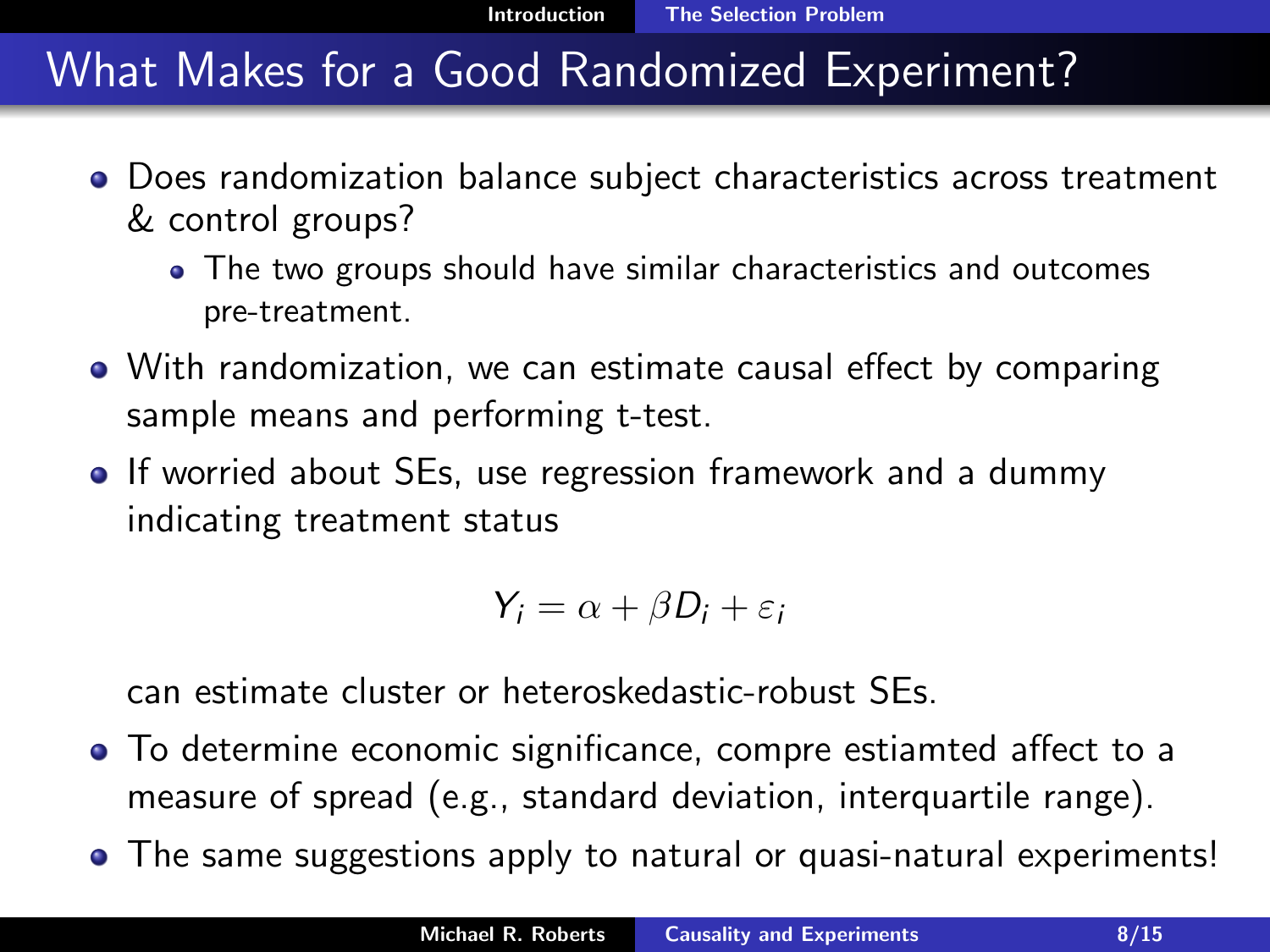# What Makes for a Good Randomized Experiment?

- Does randomization balance subject characteristics across treatment & control groups?
  - The two groups should have similar characteristics and outcomes pre-treatment.
- With randomization, we can estimate causal effect by comparing sample means and performing t-test.
- If worried about SEs, use regression framework and a dummy indicating treatment status

$$Y_i = \alpha + \beta D_i + \varepsilon_i$$

  can estimate cluster or heteroskedastic-robust SEs.
- To determine economic significance, compre estiamted affect to a measure of spread (e.g., standard deviation, interquartile range).
- The same suggestions apply to natural or quasi-natural experiments!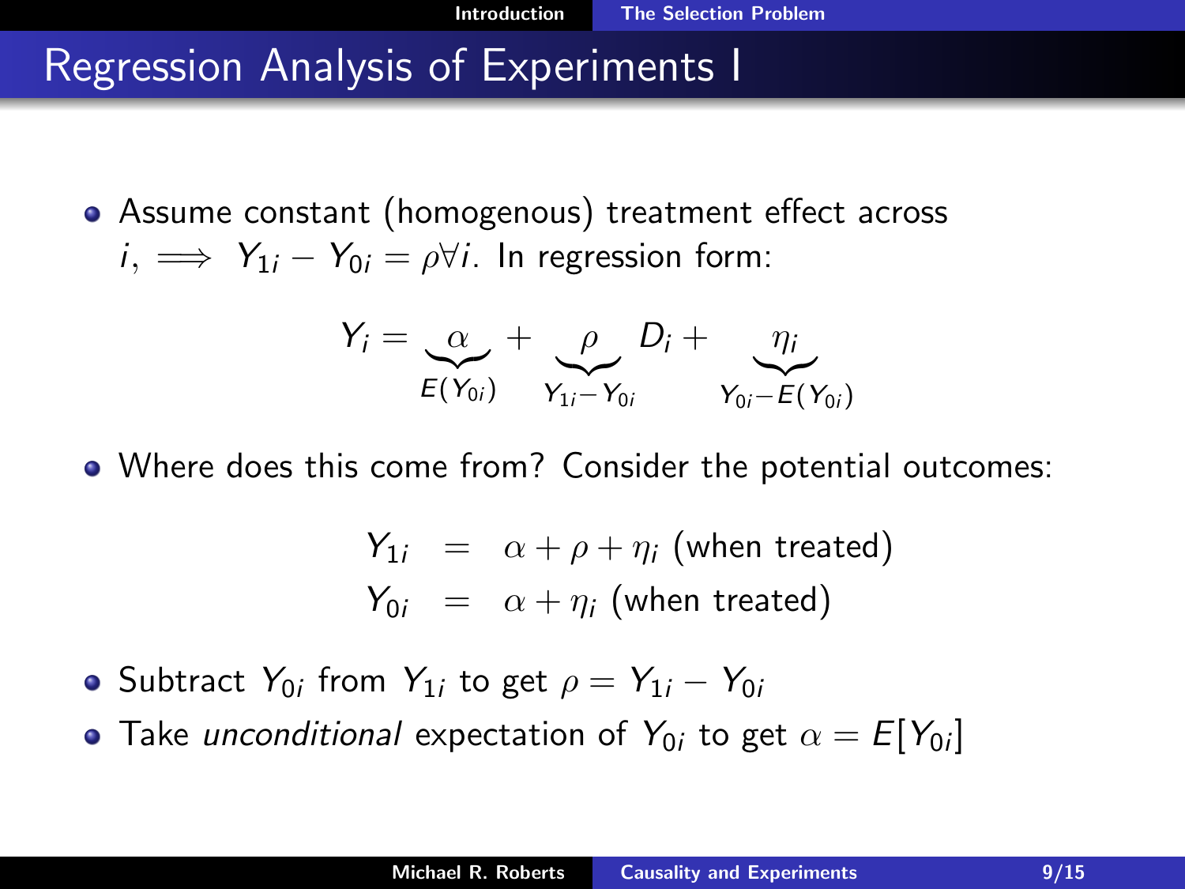# Regression Analysis of Experiments I

- Assume constant (homogenous) treatment effect across $i$, $\implies Y_{1i} - Y_{0i} = \rho \forall i$. In regression form:

$$Y_i = \underbrace{\alpha}_{E(Y_{0i})} + \underbrace{\rho}_{Y_{1i} - Y_{0i}} D_i + \underbrace{\eta_i}_{Y_{0i} - E(Y_{0i})}$$

- Where does this come from? Consider the potential outcomes:

$$\begin{aligned} Y_{1i} &= \alpha + \rho + \eta_i \text{ (when treated)} \\ Y_{0i} &= \alpha + \eta_i \text{ (when treated)} \end{aligned}$$

- Subtract $Y_{0i}$ from $Y_{1i}$ to get $\rho = Y_{1i} - Y_{0i}$
- Take *unconditional* expectation of $Y_{0i}$ to get $\alpha = E[Y_{0i}]$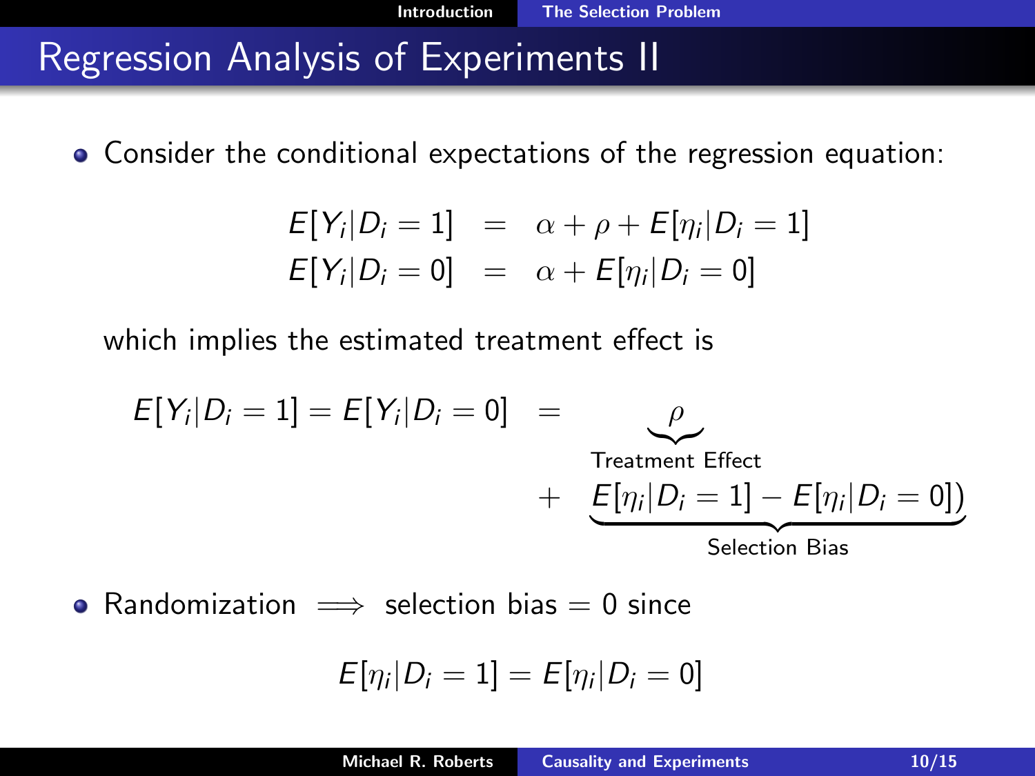## Regression Analysis of Experiments II

- Consider the conditional expectations of the regression equation:

$$
\begin{aligned}
E[Y_i|D_i = 1] &= \alpha + \rho + E[\eta_i|D_i = 1] \\
E[Y_i|D_i = 0] &= \alpha + E[\eta_i|D_i = 0]
\end{aligned}
$$

which implies the estimated treatment effect is

$$
\begin{aligned}
E[Y_i|D_i = 1] = E[Y_i|D_i = 0] &= \underbrace{\rho}_{\text{Treatment Effect}} \\
&+ \underbrace{E[\eta_i|D_i = 1] - E[\eta_i|D_i = 0])}_{\text{Selection Bias}}
\end{aligned}
$$

- Randomization $\implies$ selection bias $= 0$ since

$$
E[\eta_i|D_i = 1] = E[\eta_i|D_i = 0]
$$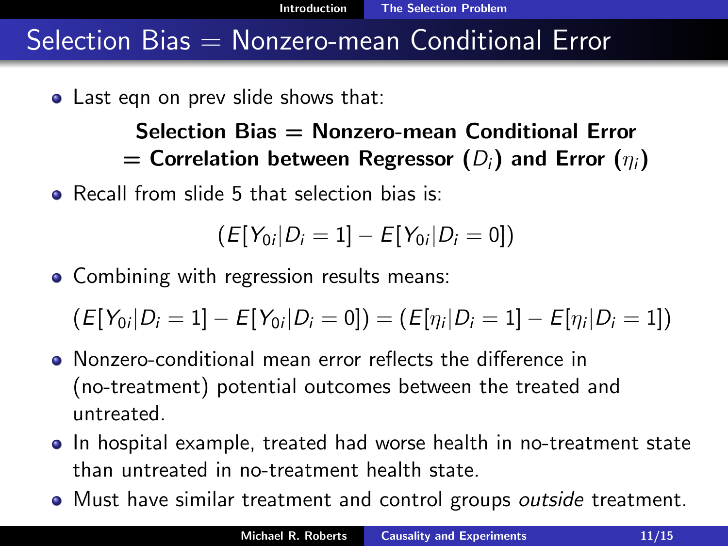# Selection Bias = Nonzero-mean Conditional Error

- Last eqn on prev slide shows that:

**Selection Bias = Nonzero-mean Conditional Error**
**= Correlation between Regressor ($D_i$) and Error ($\eta_i$)**

- Recall from slide 5 that selection bias is:

$$(E[Y_{0i}|D_i = 1] - E[Y_{0i}|D_i = 0])$$

- Combining with regression results means:

$$(E[Y_{0i}|D_i = 1] - E[Y_{0i}|D_i = 0]) = (E[\eta_i|D_i = 1] - E[\eta_i|D_i = 1])$$

- Nonzero-conditional mean error reflects the difference in (no-treatment) potential outcomes between the treated and untreated.
- In hospital example, treated had worse health in no-treatment state than untreated in no-treatment health state.
- Must have similar treatment and control groups *outside* treatment.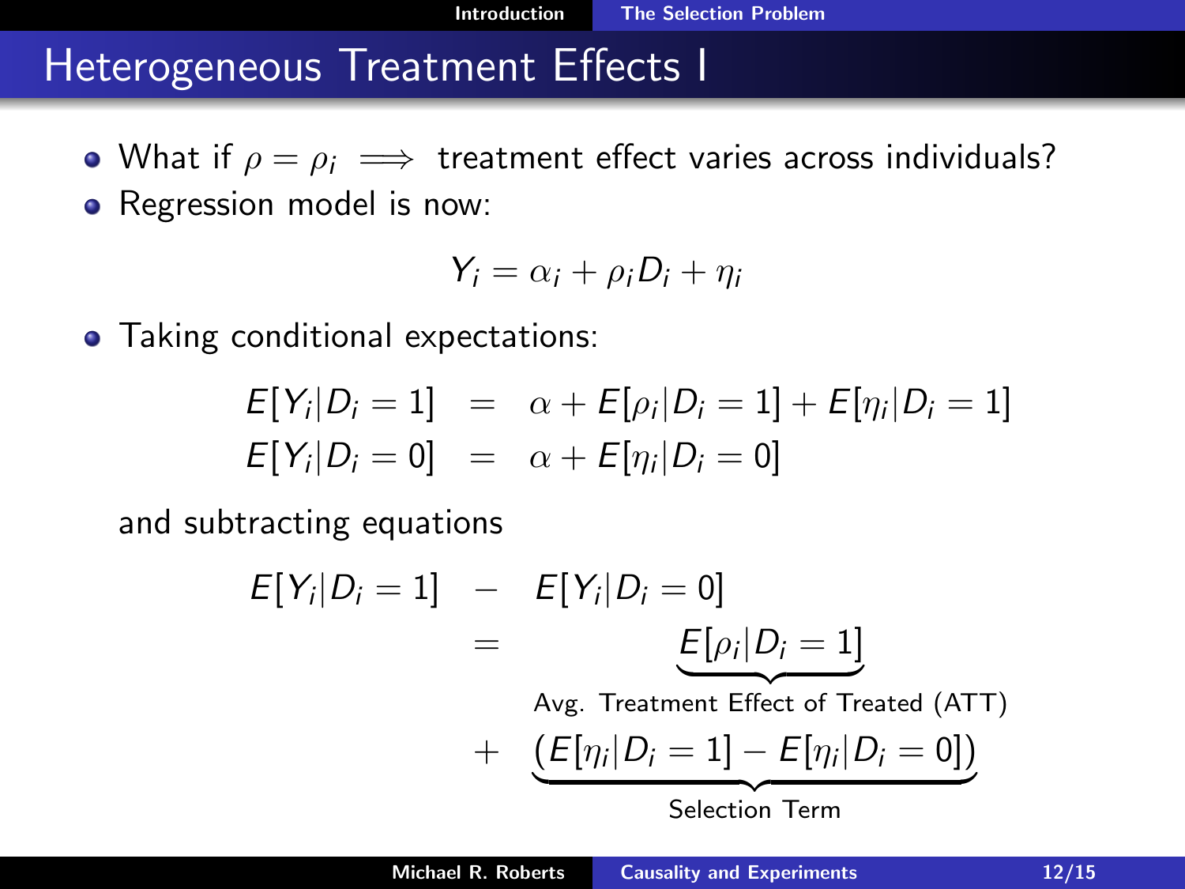# Heterogeneous Treatment Effects I

- What if $\rho = \rho_i \implies$ treatment effect varies across individuals?
- Regression model is now:

$$Y_i = \alpha_i + \rho_i D_i + \eta_i$$

- Taking conditional expectations:

$$\begin{aligned} E[Y_i|D_i = 1] &= \alpha + E[\rho_i|D_i = 1] + E[\eta_i|D_i = 1] \\ E[Y_i|D_i = 0] &= \alpha + E[\eta_i|D_i = 0] \end{aligned}$$

and subtracting equations

$$\begin{aligned} E[Y_i|D_i = 1] \quad - & \quad E[Y_i|D_i = 0] \\ = & \quad \underbrace{E[\rho_i|D_i = 1]}_{\text{Avg. Treatment Effect of Treated (ATT)}} \\ + & \quad \underbrace{(E[\eta_i|D_i = 1] - E[\eta_i|D_i = 0])}_{\text{Selection Term}} \end{aligned}$$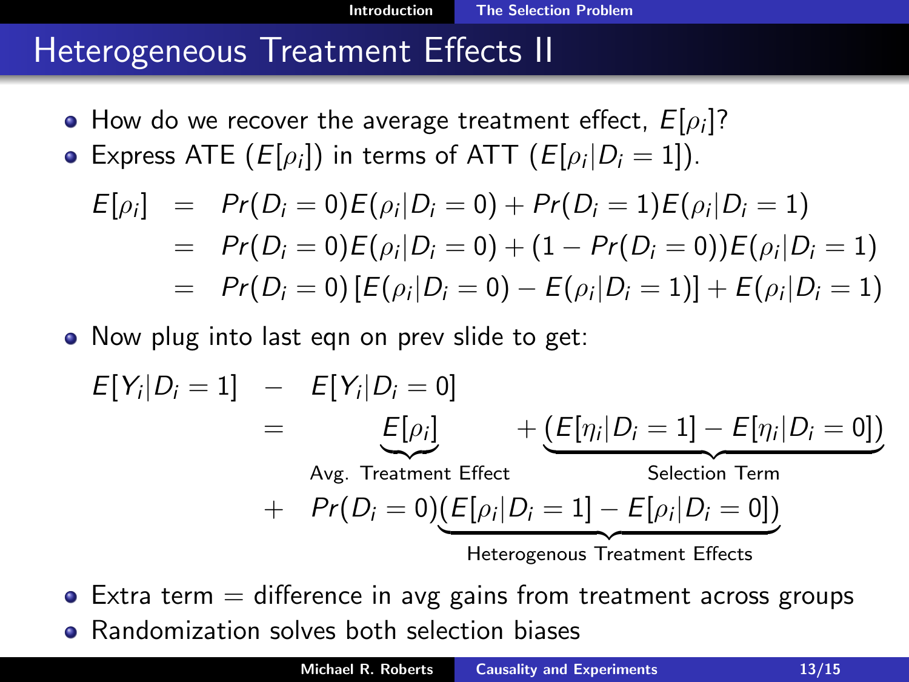# Heterogeneous Treatment Effects II

- How do we recover the average treatment effect, $E[\rho_i]$?
- Express ATE ($E[\rho_i]$) in terms of ATT ($E[\rho_i|D_i = 1]$).

$$
\begin{aligned}
E[\rho_i] &= Pr(D_i = 0)E(\rho_i|D_i = 0) + Pr(D_i = 1)E(\rho_i|D_i = 1) \\
&= Pr(D_i = 0)E(\rho_i|D_i = 0) + (1 - Pr(D_i = 0))E(\rho_i|D_i = 1) \\
&= Pr(D_i = 0)\left[E(\rho_i|D_i = 0) - E(\rho_i|D_i = 1)\right] + E(\rho_i|D_i = 1)
\end{aligned}
$$

- Now plug into last eqn on prev slide to get:

$$
\begin{aligned}
E[Y_i|D_i = 1] &- E[Y_i|D_i = 0] \\
&= \underbrace{E[\rho_i]}_{\text{Avg. Treatment Effect}} + \underbrace{(E[\eta_i|D_i = 1] - E[\eta_i|D_i = 0])}_{\text{Selection Term}} \\
&+ Pr(D_i = 0)\underbrace{(E[\rho_i|D_i = 1] - E[\rho_i|D_i = 0])}_{\text{Heterogenous Treatment Effects}}
\end{aligned}
$$

- Extra term = difference in avg gains from treatment across groups
- Randomization solves both selection biases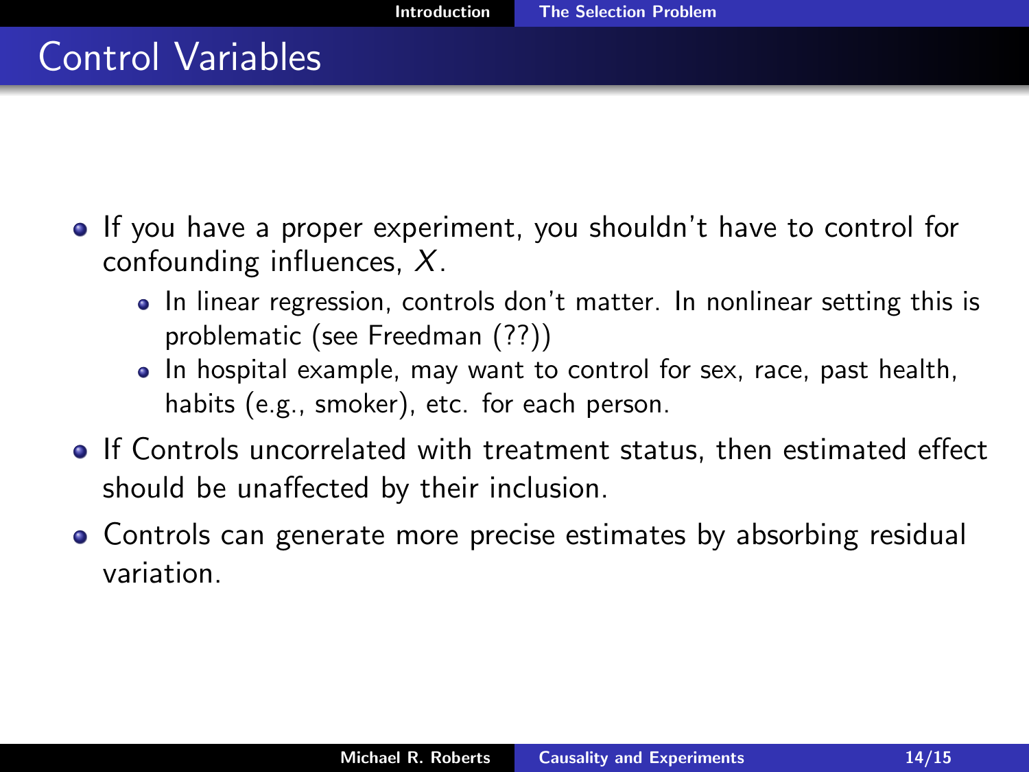# Control Variables

- If you have a proper experiment, you shouldn't have to control for confounding influences, $X$.
  - In linear regression, controls don't matter. In nonlinear setting this is problematic (see Freedman (??))
  - In hospital example, may want to control for sex, race, past health, habits (e.g., smoker), etc. for each person.
- If Controls uncorrelated with treatment status, then estimated effect should be unaffected by their inclusion.
- Controls can generate more precise estimates by absorbing residual variation.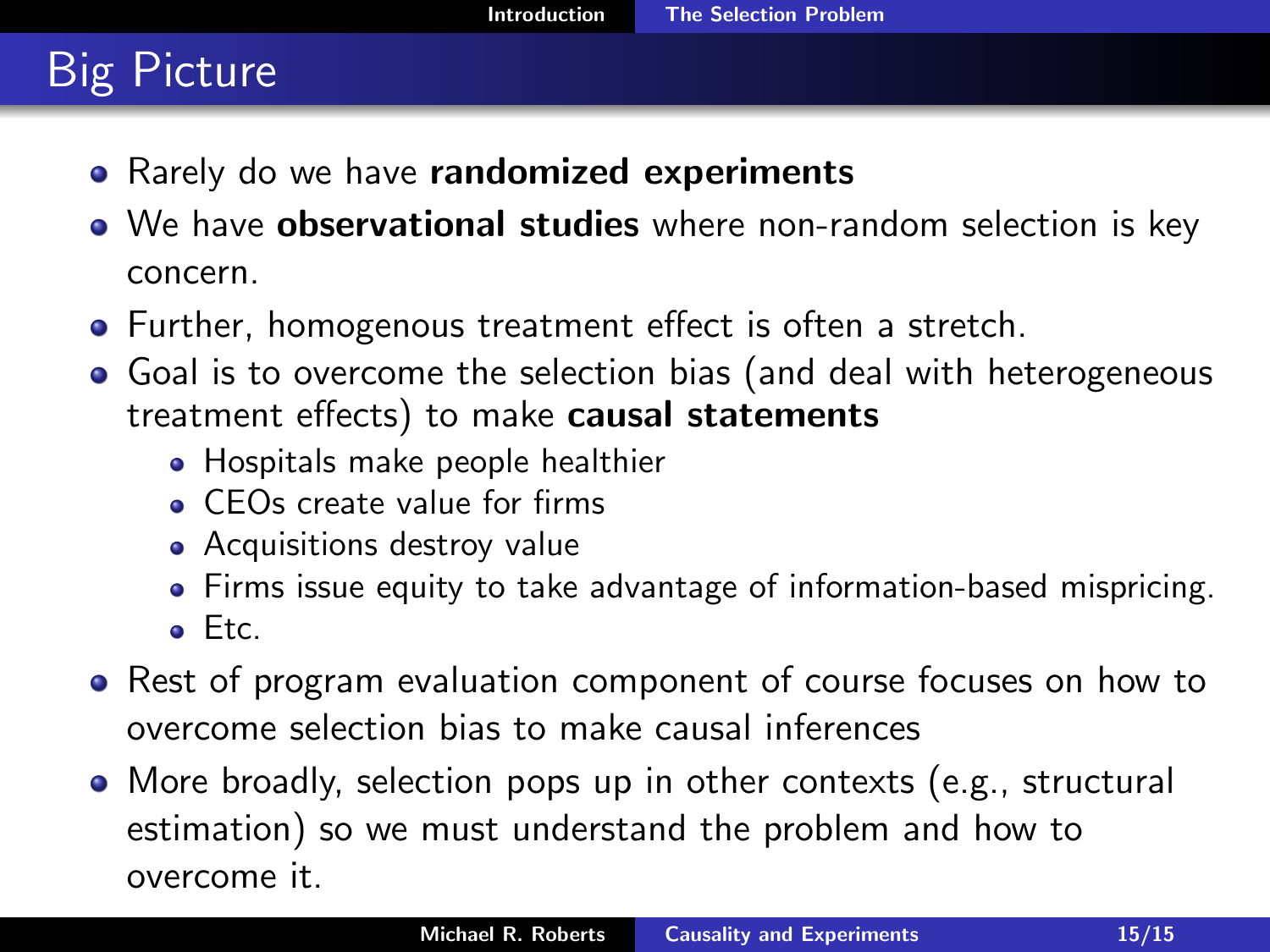# Big Picture

- Rarely do we have **randomized experiments**
- We have **observational studies** where non-random selection is key concern.
- Further, homogenous treatment effect is often a stretch.
- Goal is to overcome the selection bias (and deal with heterogeneous treatment effects) to make **causal statements**
  - Hospitals make people healthier
  - CEOs create value for firms
  - Acquisitions destroy value
  - Firms issue equity to take advantage of information-based mispricing.
  - Etc.
- Rest of program evaluation component of course focuses on how to overcome selection bias to make causal inferences
- More broadly, selection pops up in other contexts (e.g., structural estimation) so we must understand the problem and how to overcome it.